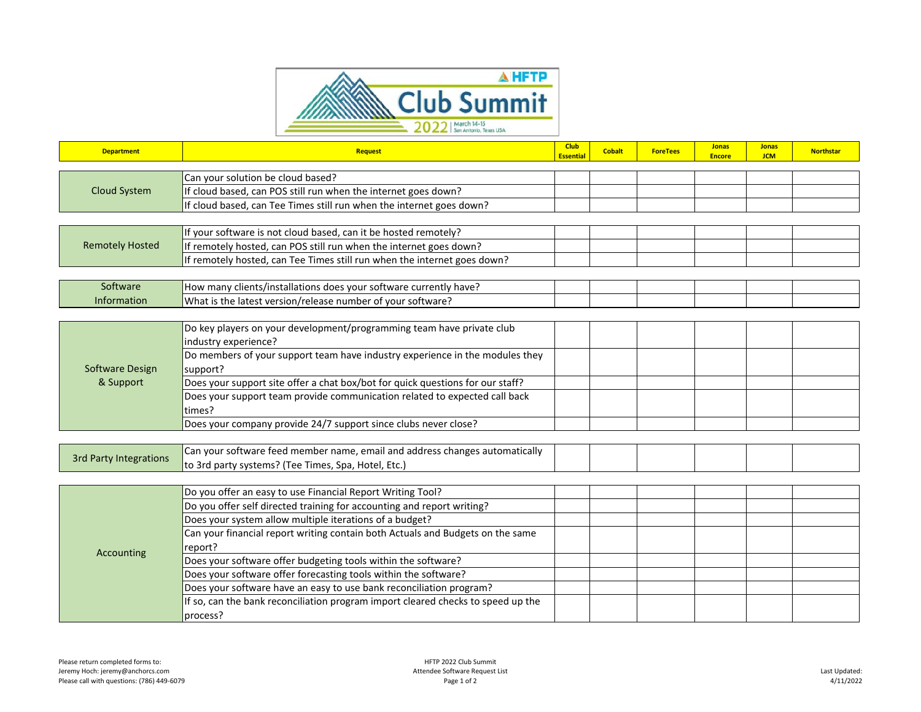# HFTP Club Summit 2022

March 14-15 | San Antonio, Texas USA

| Department | Request | Club Essential | Cobalt | ForeTees | Jonas Encore | Jonas JCM | Northstar |
|---|---|---|---|---|---|---|---|
| Cloud System | Can your solution be cloud based? | | | | | | |
| | If cloud based, can POS still run when the internet goes down? | | | | | | |
| | If cloud based, can Tee Times still run when the internet goes down? | | | | | | |
| Remotely Hosted | If your software is not cloud based, can it be hosted remotely? | | | | | | |
| | If remotely hosted, can POS still run when the internet goes down? | | | | | | |
| | If remotely hosted, can Tee Times still run when the internet goes down? | | | | | | |
| Software Information | How many clients/installations does your software currently have? | | | | | | |
| | What is the latest version/release number of your software? | | | | | | |
| Software Design & Support | Do key players on your development/programming team have private club industry experience? | | | | | | |
| | Do members of your support team have industry experience in the modules they support? | | | | | | |
| | Does your support site offer a chat box/bot for quick questions for our staff? | | | | | | |
| | Does your support team provide communication related to expected call back times? | | | | | | |
| | Does your company provide 24/7 support since clubs never close? | | | | | | |
| 3rd Party Integrations | Can your software feed member name, email and address changes automatically to 3rd party systems? (Tee Times, Spa, Hotel, Etc.) | | | | | | |
| Accounting | Do you offer an easy to use Financial Report Writing Tool? | | | | | | |
| | Do you offer self directed training for accounting and report writing? | | | | | | |
| | Does your system allow multiple iterations of a budget? | | | | | | |
| | Can your financial report writing contain both Actuals and Budgets on the same report? | | | | | | |
| | Does your software offer budgeting tools within the software? | | | | | | |
| | Does your software offer forecasting tools within the software? | | | | | | |
| | Does your software have an easy to use bank reconciliation program? | | | | | | |
| | If so, can the bank reconciliation program import cleared checks to speed up the process? | | | | | | |

Please return completed forms to:
Jeremy Hoch: jeremy@anchorcs.com
Please call with questions: (786) 449-6079

HFTP 2022 Club Summit
Attendee Software Request List

Last Updated:
4/11/2022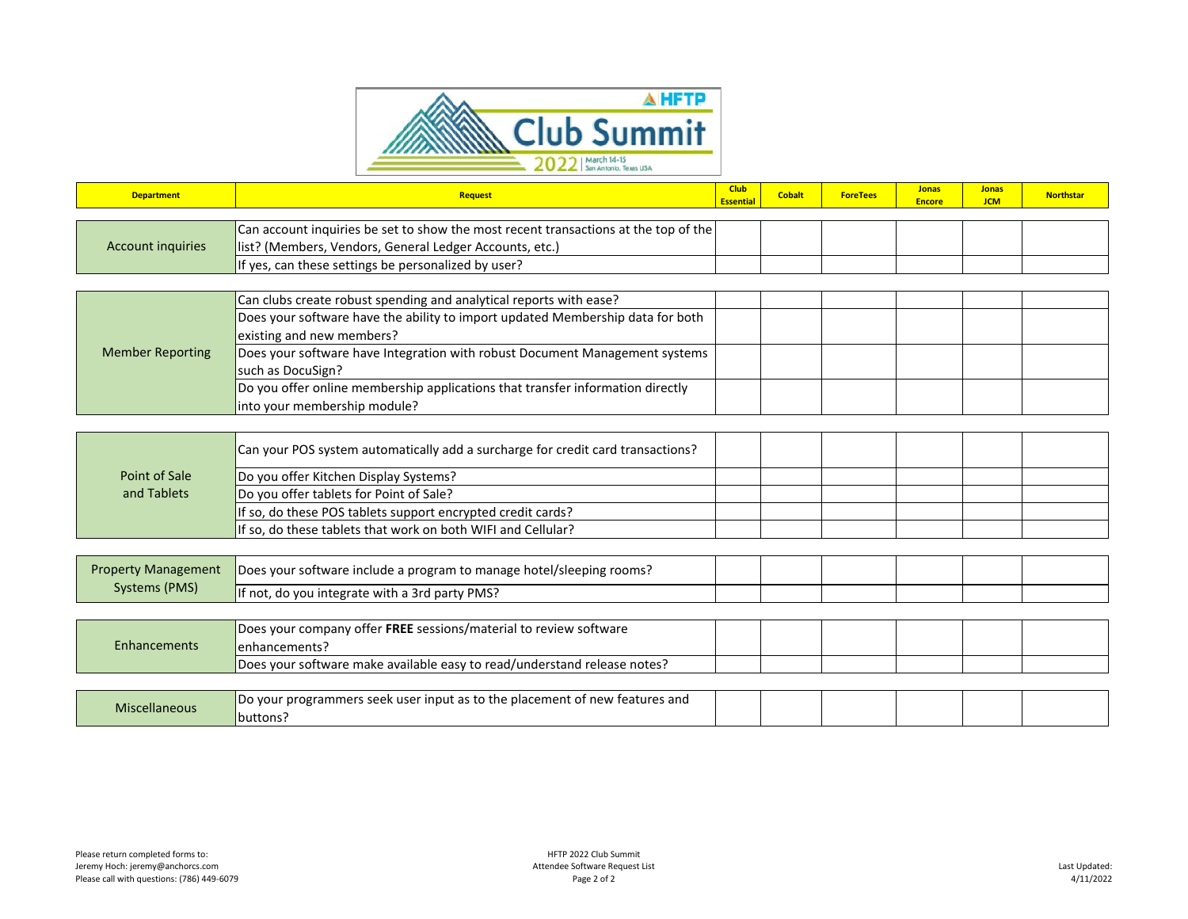HFTP Club Summit 2022 | March 14-15 San Antonio, Texas USA

| Department | Request | Club Essential | Cobalt | ForeTees | Jonas Encore | Jonas JCM | Northstar |
|---|---|---|---|---|---|---|---|
| Account inquiries | Can account inquiries be set to show the most recent transactions at the top of the list? (Members, Vendors, General Ledger Accounts, etc.) | | | | | | |
| | If yes, can these settings be personalized by user? | | | | | | |
| Member Reporting | Can clubs create robust spending and analytical reports with ease? | | | | | | |
| | Does your software have the ability to import updated Membership data for both existing and new members? | | | | | | |
| | Does your software have Integration with robust Document Management systems such as DocuSign? | | | | | | |
| | Do you offer online membership applications that transfer information directly into your membership module? | | | | | | |
| Point of Sale and Tablets | Can your POS system automatically add a surcharge for credit card transactions? | | | | | | |
| | Do you offer Kitchen Display Systems? | | | | | | |
| | Do you offer tablets for Point of Sale? | | | | | | |
| | If so, do these POS tablets support encrypted credit cards? | | | | | | |
| | If so, do these tablets that work on both WIFI and Cellular? | | | | | | |
| Property Management Systems (PMS) | Does your software include a program to manage hotel/sleeping rooms? | | | | | | |
| | If not, do you integrate with a 3rd party PMS? | | | | | | |
| Enhancements | Does your company offer **FREE** sessions/material to review software enhancements? | | | | | | |
| | Does your software make available easy to read/understand release notes? | | | | | | |
| Miscellaneous | Do your programmers seek user input as to the placement of new features and buttons? | | | | | | |

Please return completed forms to:
Jeremy Hoch: jeremy@anchorcs.com
Please call with questions: (786) 449-6079

HFTP 2022 Club Summit
Attendee Software Request List

Last Updated:
4/11/2022